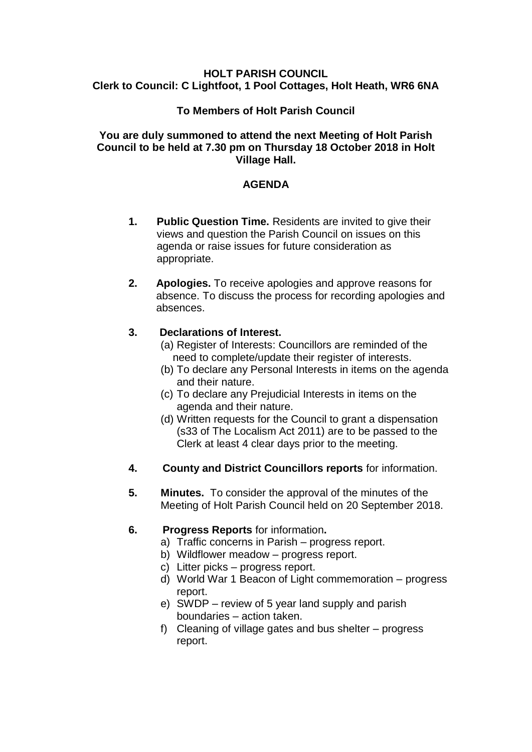**HOLT PARISH COUNCIL**
**Clerk to Council: C Lightfoot, 1 Pool Cottages, Holt Heath, WR6 6NA**

**To Members of Holt Parish Council**

**You are duly summoned to attend the next Meeting of Holt Parish Council to be held at 7.30 pm on Thursday 18 October 2018 in Holt Village Hall.**

# AGENDA

**1. Public Question Time.** Residents are invited to give their views and question the Parish Council on issues on this agenda or raise issues for future consideration as appropriate.

**2. Apologies.** To receive apologies and approve reasons for absence. To discuss the process for recording apologies and absences.

**3. Declarations of Interest.**
(a) Register of Interests: Councillors are reminded of the need to complete/update their register of interests.
(b) To declare any Personal Interests in items on the agenda and their nature.
(c) To declare any Prejudicial Interests in items on the agenda and their nature.
(d) Written requests for the Council to grant a dispensation (s33 of The Localism Act 2011) are to be passed to the Clerk at least 4 clear days prior to the meeting.

**4. County and District Councillors reports** for information.

**5. Minutes.** To consider the approval of the minutes of the Meeting of Holt Parish Council held on 20 September 2018.

**6. Progress Reports** for information**.**
a) Traffic concerns in Parish – progress report.
b) Wildflower meadow – progress report.
c) Litter picks – progress report.
d) World War 1 Beacon of Light commemoration – progress report.
e) SWDP – review of 5 year land supply and parish boundaries – action taken.
f) Cleaning of village gates and bus shelter – progress report.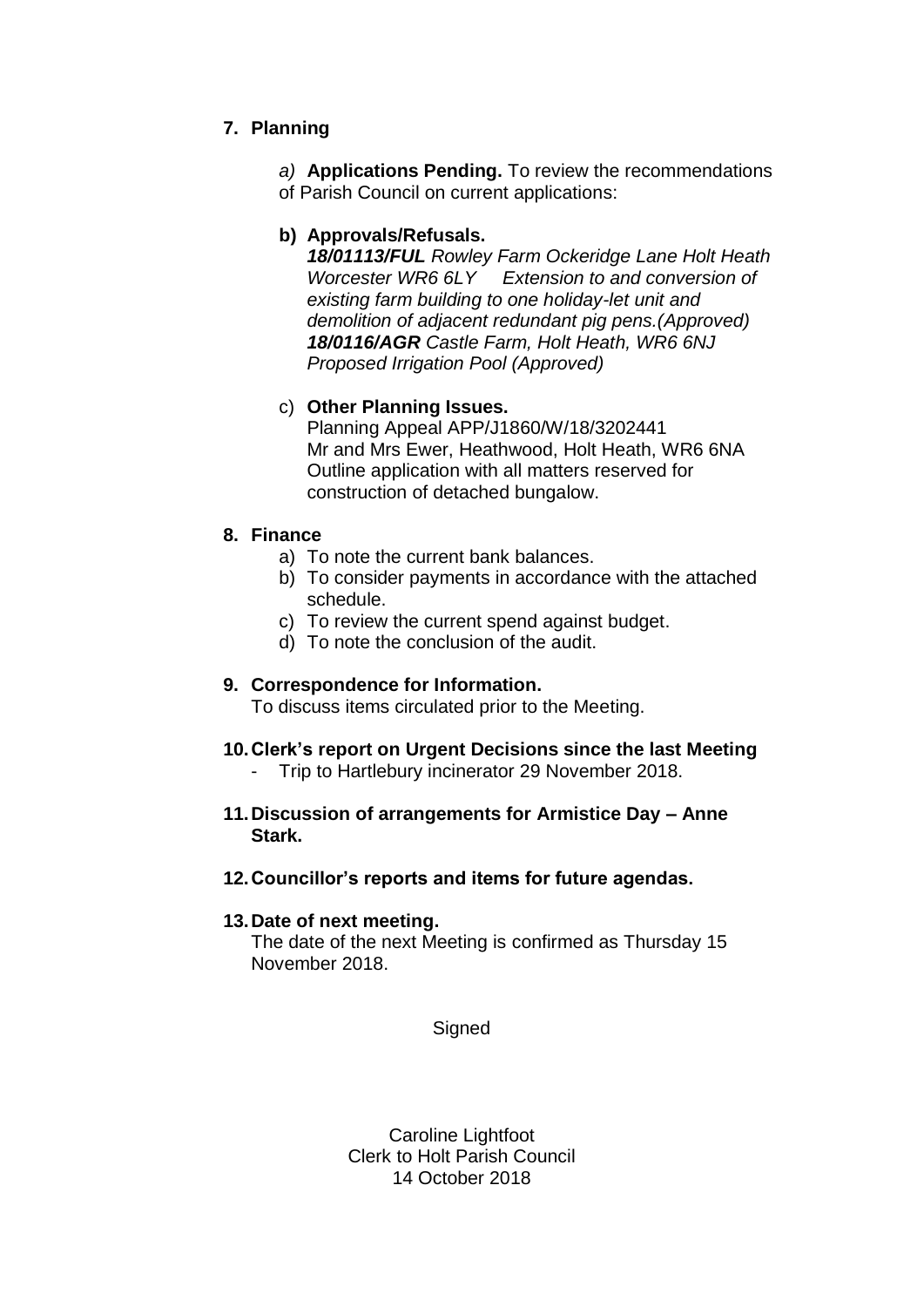## 7. Planning

*a)* **Applications Pending.** To review the recommendations of Parish Council on current applications:

**b) Approvals/Refusals.**

***18/01113/FUL*** *Rowley Farm Ockeridge Lane Holt Heath Worcester WR6 6LY Extension to and conversion of existing farm building to one holiday-let unit and demolition of adjacent redundant pig pens.(Approved)*
***18/0116/AGR*** *Castle Farm, Holt Heath, WR6 6NJ Proposed Irrigation Pool (Approved)*

c) **Other Planning Issues.**

Planning Appeal APP/J1860/W/18/3202441
Mr and Mrs Ewer, Heathwood, Holt Heath, WR6 6NA
Outline application with all matters reserved for construction of detached bungalow.

## 8. Finance

a) To note the current bank balances.
b) To consider payments in accordance with the attached schedule.
c) To review the current spend against budget.
d) To note the conclusion of the audit.

## 9. Correspondence for Information.

To discuss items circulated prior to the Meeting.

## 10. Clerk's report on Urgent Decisions since the last Meeting

- Trip to Hartlebury incinerator 29 November 2018.

## 11. Discussion of arrangements for Armistice Day – Anne Stark.

## 12. Councillor's reports and items for future agendas.

## 13. Date of next meeting.

The date of the next Meeting is confirmed as Thursday 15 November 2018.

Signed

Caroline Lightfoot
Clerk to Holt Parish Council
14 October 2018